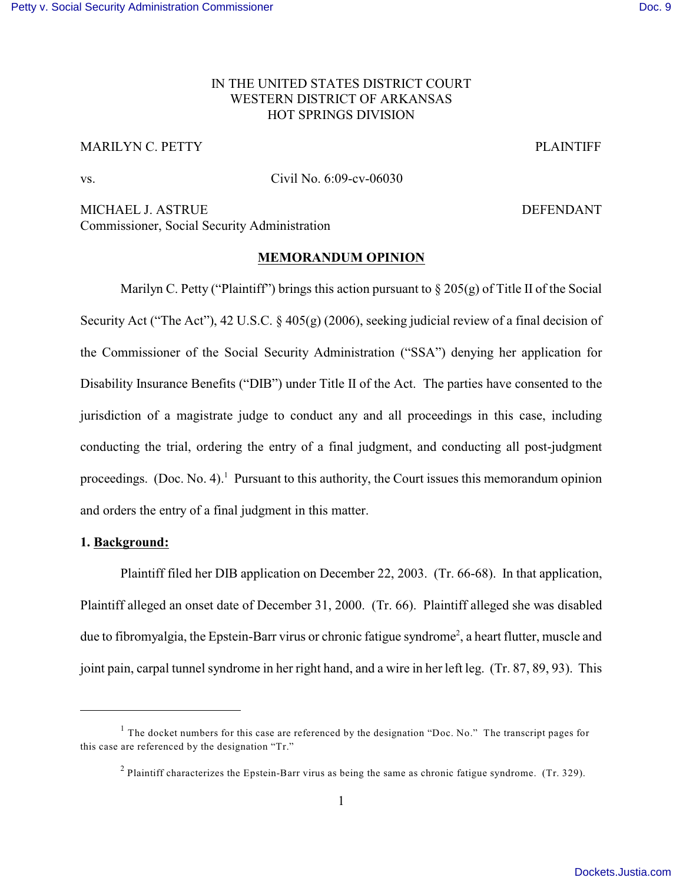IN THE UNITED STATES DISTRICT COURT
WESTERN DISTRICT OF ARKANSAS
HOT SPRINGS DIVISION

MARILYN C. PETTY PLAINTIFF

vs. Civil No. 6:09-cv-06030

MICHAEL J. ASTRUE DEFENDANT
Commissioner, Social Security Administration

## MEMORANDUM OPINION

Marilyn C. Petty ("Plaintiff") brings this action pursuant to § 205(g) of Title II of the Social Security Act ("The Act"), 42 U.S.C. § 405(g) (2006), seeking judicial review of a final decision of the Commissioner of the Social Security Administration ("SSA") denying her application for Disability Insurance Benefits ("DIB") under Title II of the Act. The parties have consented to the jurisdiction of a magistrate judge to conduct any and all proceedings in this case, including conducting the trial, ordering the entry of a final judgment, and conducting all post-judgment proceedings. (Doc. No. 4).[1] Pursuant to this authority, the Court issues this memorandum opinion and orders the entry of a final judgment in this matter.

### 1. Background:

Plaintiff filed her DIB application on December 22, 2003. (Tr. 66-68). In that application, Plaintiff alleged an onset date of December 31, 2000. (Tr. 66). Plaintiff alleged she was disabled due to fibromyalgia, the Epstein-Barr virus or chronic fatigue syndrome[2], a heart flutter, muscle and joint pain, carpal tunnel syndrome in her right hand, and a wire in her left leg. (Tr. 87, 89, 93). This

---

[1] The docket numbers for this case are referenced by the designation "Doc. No." The transcript pages for this case are referenced by the designation "Tr."

[2] Plaintiff characterizes the Epstein-Barr virus as being the same as chronic fatigue syndrome. (Tr. 329).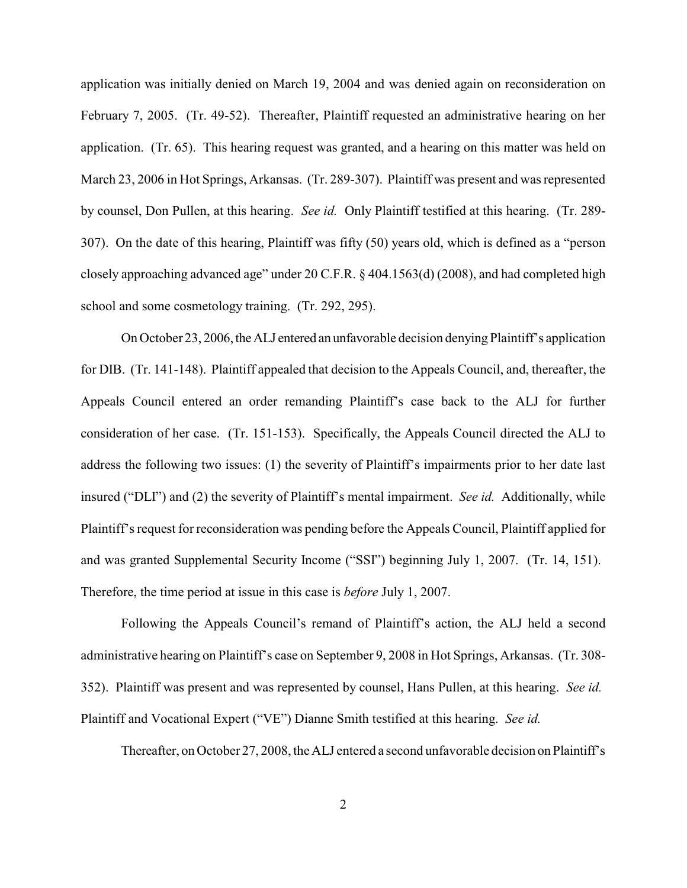application was initially denied on March 19, 2004 and was denied again on reconsideration on February 7, 2005. (Tr. 49-52). Thereafter, Plaintiff requested an administrative hearing on her application. (Tr. 65). This hearing request was granted, and a hearing on this matter was held on March 23, 2006 in Hot Springs, Arkansas. (Tr. 289-307). Plaintiff was present and was represented by counsel, Don Pullen, at this hearing. *See id.* Only Plaintiff testified at this hearing. (Tr. 289-307). On the date of this hearing, Plaintiff was fifty (50) years old, which is defined as a "person closely approaching advanced age" under 20 C.F.R. § 404.1563(d) (2008), and had completed high school and some cosmetology training. (Tr. 292, 295).

On October 23, 2006, the ALJ entered an unfavorable decision denying Plaintiff's application for DIB. (Tr. 141-148). Plaintiff appealed that decision to the Appeals Council, and, thereafter, the Appeals Council entered an order remanding Plaintiff's case back to the ALJ for further consideration of her case. (Tr. 151-153). Specifically, the Appeals Council directed the ALJ to address the following two issues: (1) the severity of Plaintiff's impairments prior to her date last insured ("DLI") and (2) the severity of Plaintiff's mental impairment. *See id.* Additionally, while Plaintiff's request for reconsideration was pending before the Appeals Council, Plaintiff applied for and was granted Supplemental Security Income ("SSI") beginning July 1, 2007. (Tr. 14, 151). Therefore, the time period at issue in this case is *before* July 1, 2007.

Following the Appeals Council's remand of Plaintiff's action, the ALJ held a second administrative hearing on Plaintiff's case on September 9, 2008 in Hot Springs, Arkansas. (Tr. 308-352). Plaintiff was present and was represented by counsel, Hans Pullen, at this hearing. *See id.* Plaintiff and Vocational Expert ("VE") Dianne Smith testified at this hearing. *See id.*

Thereafter, on October 27, 2008, the ALJ entered a second unfavorable decision on Plaintiff's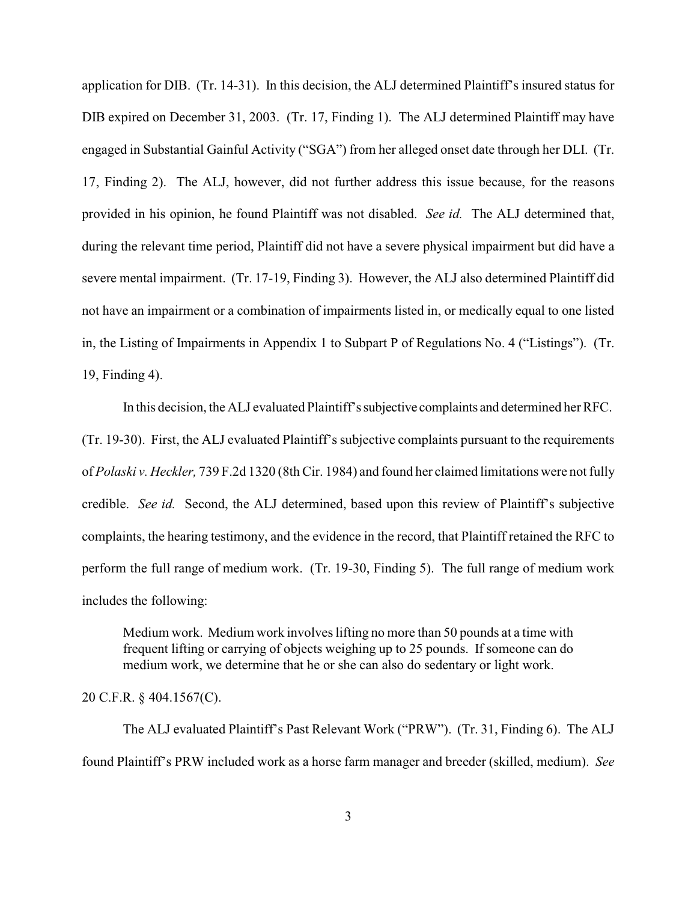application for DIB. (Tr. 14-31). In this decision, the ALJ determined Plaintiff's insured status for DIB expired on December 31, 2003. (Tr. 17, Finding 1). The ALJ determined Plaintiff may have engaged in Substantial Gainful Activity ("SGA") from her alleged onset date through her DLI. (Tr. 17, Finding 2). The ALJ, however, did not further address this issue because, for the reasons provided in his opinion, he found Plaintiff was not disabled. *See id.* The ALJ determined that, during the relevant time period, Plaintiff did not have a severe physical impairment but did have a severe mental impairment. (Tr. 17-19, Finding 3). However, the ALJ also determined Plaintiff did not have an impairment or a combination of impairments listed in, or medically equal to one listed in, the Listing of Impairments in Appendix 1 to Subpart P of Regulations No. 4 ("Listings"). (Tr. 19, Finding 4).

In this decision, the ALJ evaluated Plaintiff's subjective complaints and determined her RFC. (Tr. 19-30). First, the ALJ evaluated Plaintiff's subjective complaints pursuant to the requirements of *Polaski v. Heckler,* 739 F.2d 1320 (8th Cir. 1984) and found her claimed limitations were not fully credible. *See id.* Second, the ALJ determined, based upon this review of Plaintiff's subjective complaints, the hearing testimony, and the evidence in the record, that Plaintiff retained the RFC to perform the full range of medium work. (Tr. 19-30, Finding 5). The full range of medium work includes the following:

> Medium work. Medium work involves lifting no more than 50 pounds at a time with frequent lifting or carrying of objects weighing up to 25 pounds. If someone can do medium work, we determine that he or she can also do sedentary or light work.

20 C.F.R. § 404.1567(C).

The ALJ evaluated Plaintiff's Past Relevant Work ("PRW"). (Tr. 31, Finding 6). The ALJ found Plaintiff's PRW included work as a horse farm manager and breeder (skilled, medium). *See*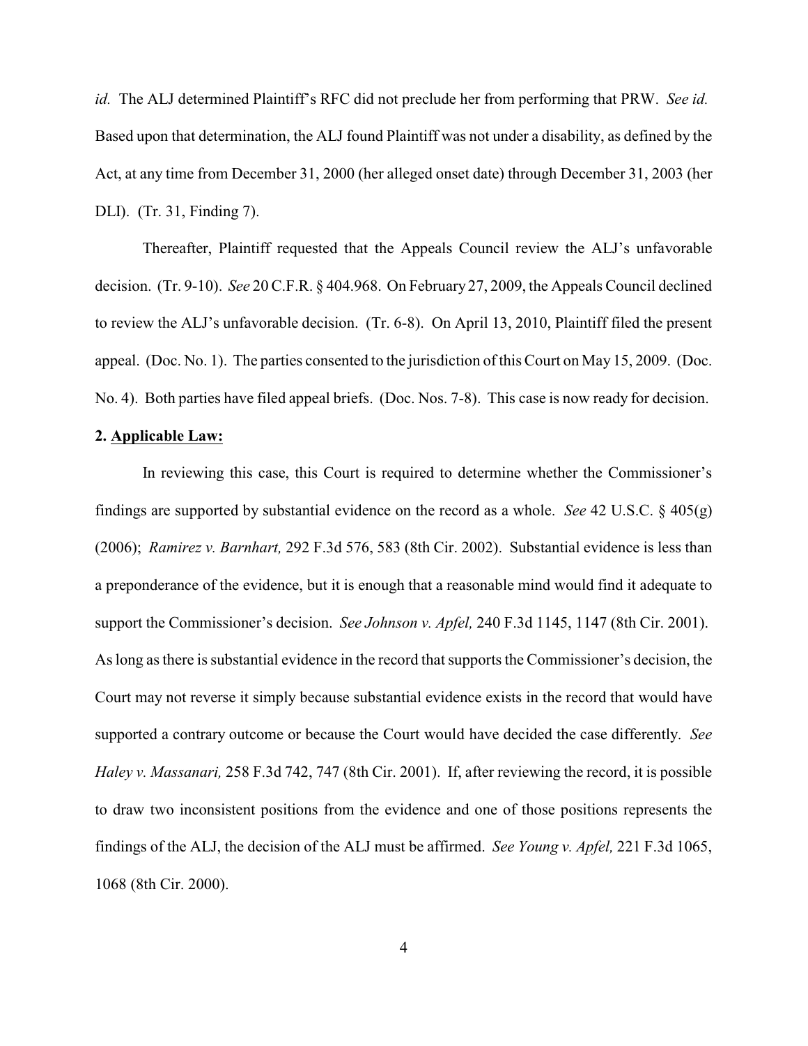*id.* The ALJ determined Plaintiff's RFC did not preclude her from performing that PRW. *See id.* Based upon that determination, the ALJ found Plaintiff was not under a disability, as defined by the Act, at any time from December 31, 2000 (her alleged onset date) through December 31, 2003 (her DLI). (Tr. 31, Finding 7).

Thereafter, Plaintiff requested that the Appeals Council review the ALJ's unfavorable decision. (Tr. 9-10). *See* 20 C.F.R. § 404.968. On February 27, 2009, the Appeals Council declined to review the ALJ's unfavorable decision. (Tr. 6-8). On April 13, 2010, Plaintiff filed the present appeal. (Doc. No. 1). The parties consented to the jurisdiction of this Court on May 15, 2009. (Doc. No. 4). Both parties have filed appeal briefs. (Doc. Nos. 7-8). This case is now ready for decision.

**2. <u>Applicable Law:</u>**

In reviewing this case, this Court is required to determine whether the Commissioner's findings are supported by substantial evidence on the record as a whole. *See* 42 U.S.C. § 405(g) (2006); *Ramirez v. Barnhart,* 292 F.3d 576, 583 (8th Cir. 2002). Substantial evidence is less than a preponderance of the evidence, but it is enough that a reasonable mind would find it adequate to support the Commissioner's decision. *See Johnson v. Apfel,* 240 F.3d 1145, 1147 (8th Cir. 2001). As long as there is substantial evidence in the record that supports the Commissioner's decision, the Court may not reverse it simply because substantial evidence exists in the record that would have supported a contrary outcome or because the Court would have decided the case differently. *See Haley v. Massanari,* 258 F.3d 742, 747 (8th Cir. 2001). If, after reviewing the record, it is possible to draw two inconsistent positions from the evidence and one of those positions represents the findings of the ALJ, the decision of the ALJ must be affirmed. *See Young v. Apfel,* 221 F.3d 1065, 1068 (8th Cir. 2000).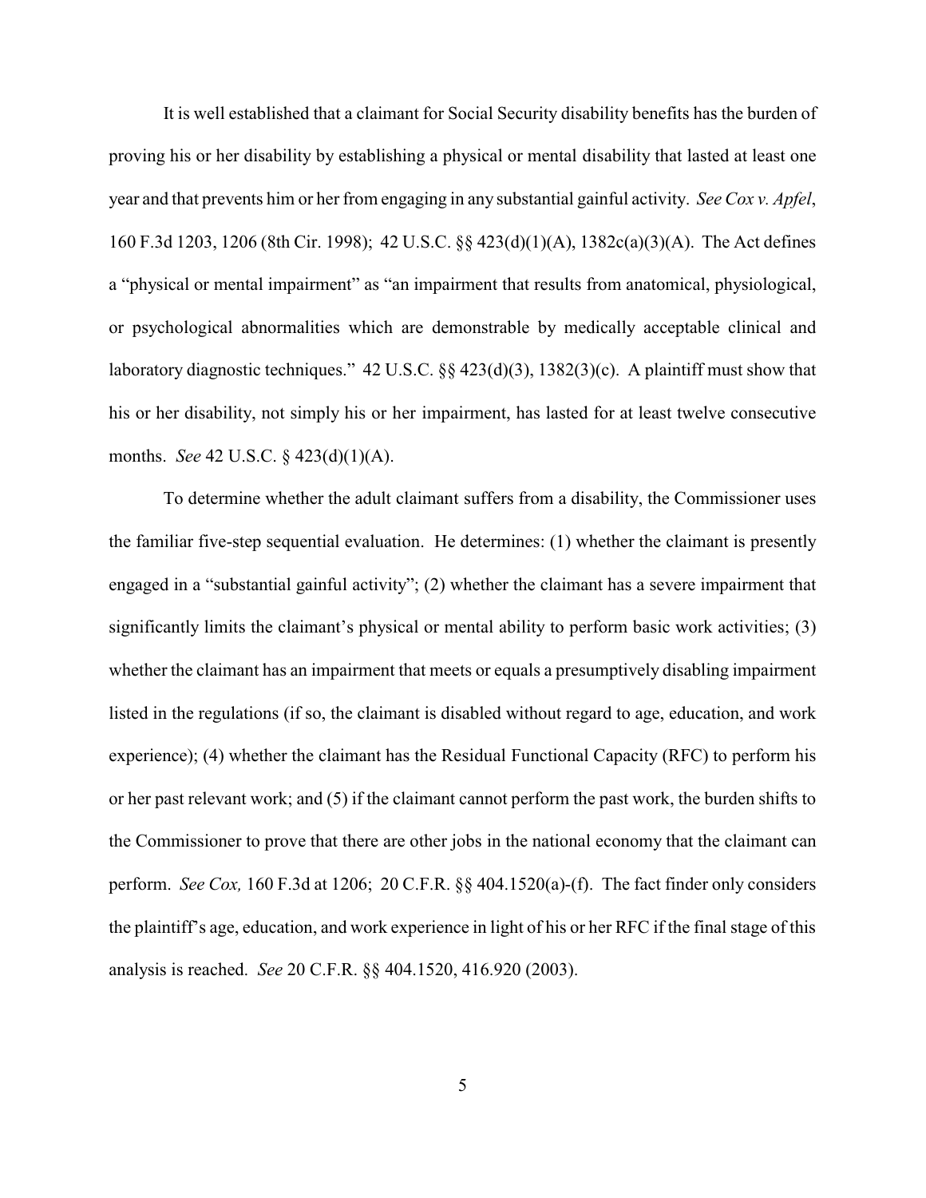It is well established that a claimant for Social Security disability benefits has the burden of proving his or her disability by establishing a physical or mental disability that lasted at least one year and that prevents him or her from engaging in any substantial gainful activity. *See Cox v. Apfel*, 160 F.3d 1203, 1206 (8th Cir. 1998); 42 U.S.C. §§ 423(d)(1)(A), 1382c(a)(3)(A). The Act defines a "physical or mental impairment" as "an impairment that results from anatomical, physiological, or psychological abnormalities which are demonstrable by medically acceptable clinical and laboratory diagnostic techniques." 42 U.S.C. §§ 423(d)(3), 1382(3)(c). A plaintiff must show that his or her disability, not simply his or her impairment, has lasted for at least twelve consecutive months. *See* 42 U.S.C. § 423(d)(1)(A).

To determine whether the adult claimant suffers from a disability, the Commissioner uses the familiar five-step sequential evaluation. He determines: (1) whether the claimant is presently engaged in a "substantial gainful activity"; (2) whether the claimant has a severe impairment that significantly limits the claimant's physical or mental ability to perform basic work activities; (3) whether the claimant has an impairment that meets or equals a presumptively disabling impairment listed in the regulations (if so, the claimant is disabled without regard to age, education, and work experience); (4) whether the claimant has the Residual Functional Capacity (RFC) to perform his or her past relevant work; and (5) if the claimant cannot perform the past work, the burden shifts to the Commissioner to prove that there are other jobs in the national economy that the claimant can perform. *See Cox,* 160 F.3d at 1206; 20 C.F.R. §§ 404.1520(a)-(f). The fact finder only considers the plaintiff's age, education, and work experience in light of his or her RFC if the final stage of this analysis is reached. *See* 20 C.F.R. §§ 404.1520, 416.920 (2003).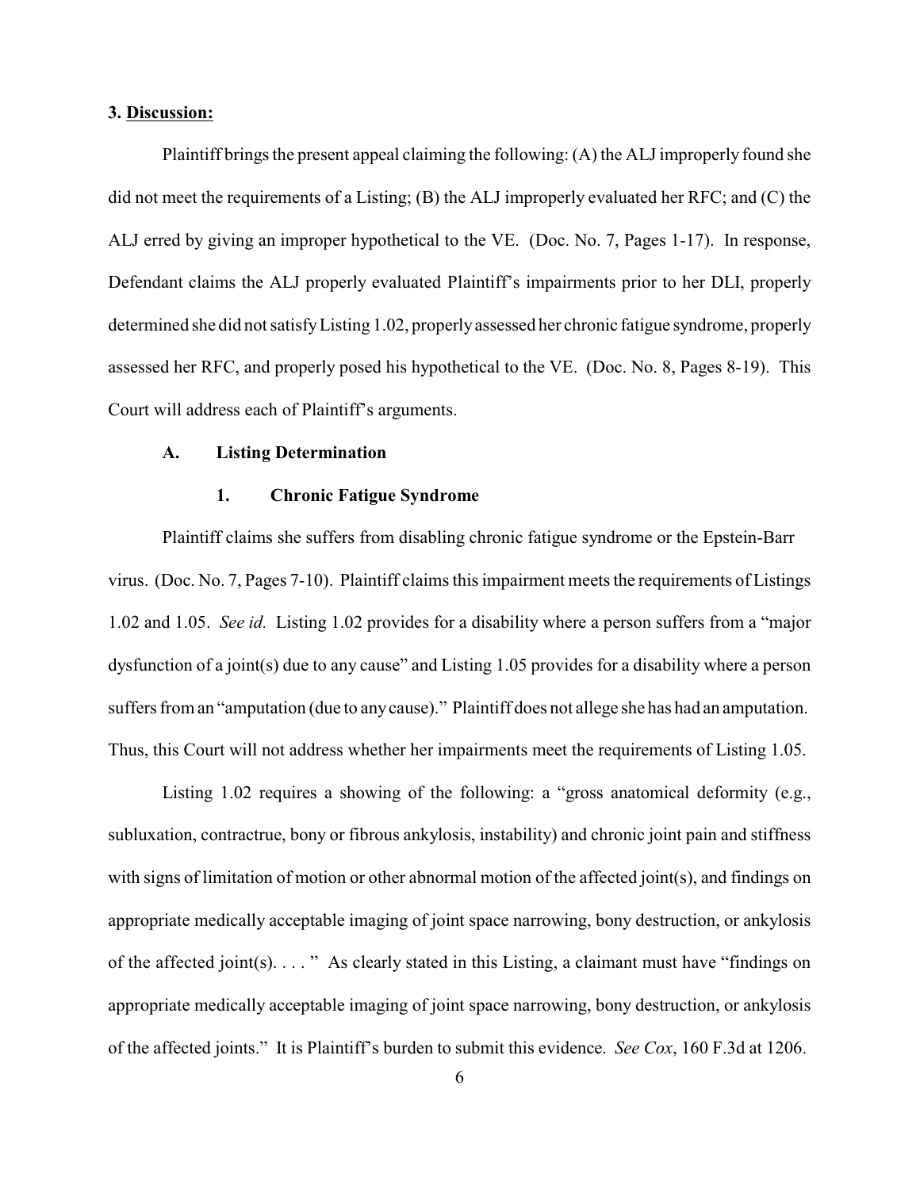**3. Discussion:**

Plaintiff brings the present appeal claiming the following: (A) the ALJ improperly found she did not meet the requirements of a Listing; (B) the ALJ improperly evaluated her RFC; and (C) the ALJ erred by giving an improper hypothetical to the VE. (Doc. No. 7, Pages 1-17). In response, Defendant claims the ALJ properly evaluated Plaintiff's impairments prior to her DLI, properly determined she did not satisfy Listing 1.02, properly assessed her chronic fatigue syndrome, properly assessed her RFC, and properly posed his hypothetical to the VE. (Doc. No. 8, Pages 8-19). This Court will address each of Plaintiff's arguments.

**A. Listing Determination**

**1. Chronic Fatigue Syndrome**

Plaintiff claims she suffers from disabling chronic fatigue syndrome or the Epstein-Barr virus. (Doc. No. 7, Pages 7-10). Plaintiff claims this impairment meets the requirements of Listings 1.02 and 1.05. *See id.* Listing 1.02 provides for a disability where a person suffers from a "major dysfunction of a joint(s) due to any cause" and Listing 1.05 provides for a disability where a person suffers from an "amputation (due to any cause)." Plaintiff does not allege she has had an amputation. Thus, this Court will not address whether her impairments meet the requirements of Listing 1.05.

Listing 1.02 requires a showing of the following: a "gross anatomical deformity (e.g., subluxation, contractrue, bony or fibrous ankylosis, instability) and chronic joint pain and stiffness with signs of limitation of motion or other abnormal motion of the affected joint(s), and findings on appropriate medically acceptable imaging of joint space narrowing, bony destruction, or ankylosis of the affected joint(s). . . . " As clearly stated in this Listing, a claimant must have "findings on appropriate medically acceptable imaging of joint space narrowing, bony destruction, or ankylosis of the affected joints." It is Plaintiff's burden to submit this evidence. *See Cox*, 160 F.3d at 1206.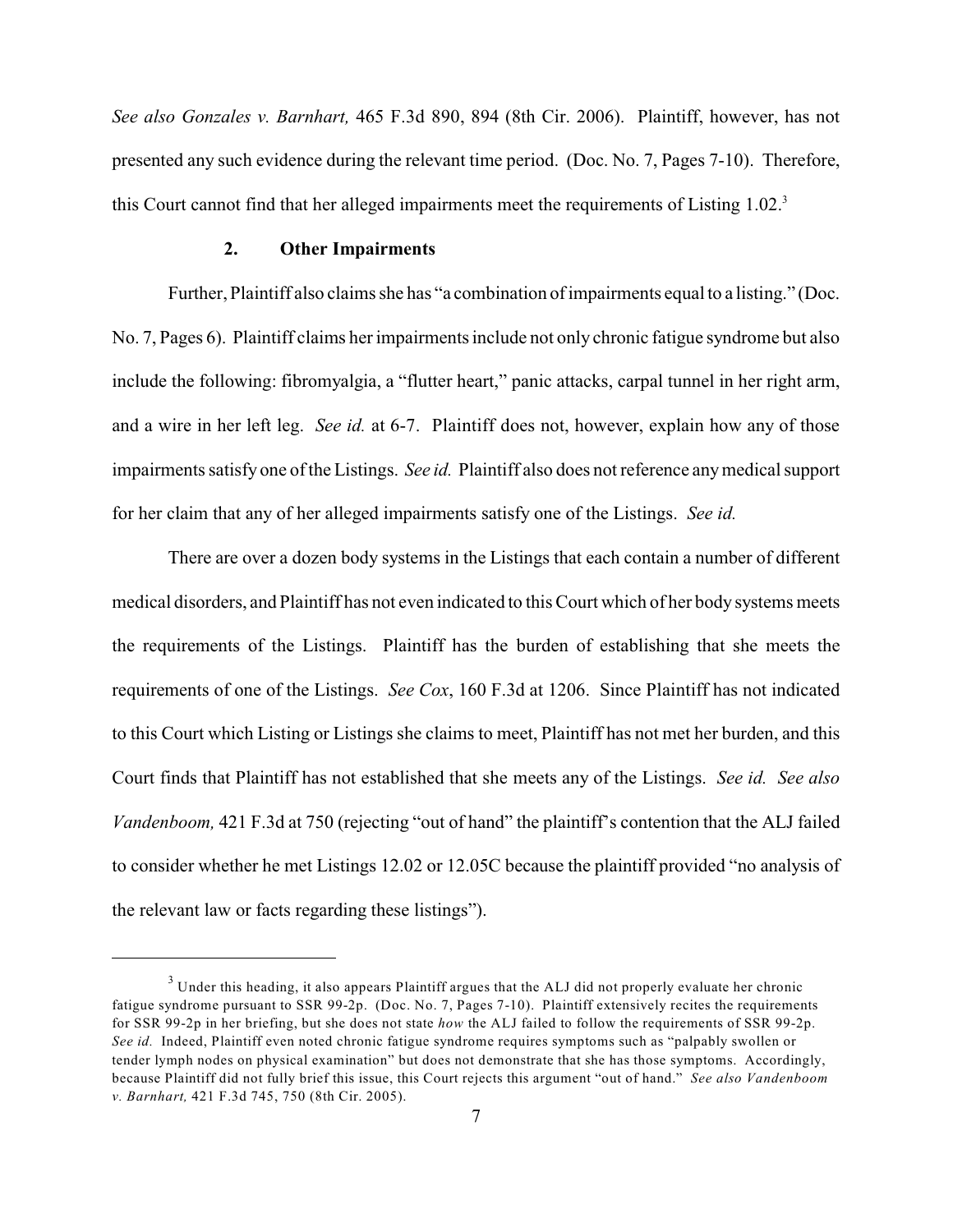*See also Gonzales v. Barnhart,* 465 F.3d 890, 894 (8th Cir. 2006). Plaintiff, however, has not presented any such evidence during the relevant time period. (Doc. No. 7, Pages 7-10). Therefore, this Court cannot find that her alleged impairments meet the requirements of Listing 1.02.[3]

### 2. Other Impairments

Further, Plaintiff also claims she has "a combination of impairments equal to a listing." (Doc. No. 7, Pages 6). Plaintiff claims her impairments include not only chronic fatigue syndrome but also include the following: fibromyalgia, a "flutter heart," panic attacks, carpal tunnel in her right arm, and a wire in her left leg. *See id.* at 6-7. Plaintiff does not, however, explain how any of those impairments satisfy one of the Listings. *See id.* Plaintiff also does not reference any medical support for her claim that any of her alleged impairments satisfy one of the Listings. *See id.*

There are over a dozen body systems in the Listings that each contain a number of different medical disorders, and Plaintiff has not even indicated to this Court which of her body systems meets the requirements of the Listings. Plaintiff has the burden of establishing that she meets the requirements of one of the Listings. *See Cox*, 160 F.3d at 1206. Since Plaintiff has not indicated to this Court which Listing or Listings she claims to meet, Plaintiff has not met her burden, and this Court finds that Plaintiff has not established that she meets any of the Listings. *See id. See also Vandenboom,* 421 F.3d at 750 (rejecting "out of hand" the plaintiff's contention that the ALJ failed to consider whether he met Listings 12.02 or 12.05C because the plaintiff provided "no analysis of the relevant law or facts regarding these listings").

---

[3] Under this heading, it also appears Plaintiff argues that the ALJ did not properly evaluate her chronic fatigue syndrome pursuant to SSR 99-2p. (Doc. No. 7, Pages 7-10). Plaintiff extensively recites the requirements for SSR 99-2p in her briefing, but she does not state *how* the ALJ failed to follow the requirements of SSR 99-2p. *See id.* Indeed, Plaintiff even noted chronic fatigue syndrome requires symptoms such as "palpably swollen or tender lymph nodes on physical examination" but does not demonstrate that she has those symptoms. Accordingly, because Plaintiff did not fully brief this issue, this Court rejects this argument "out of hand." *See also Vandenboom v. Barnhart,* 421 F.3d 745, 750 (8th Cir. 2005).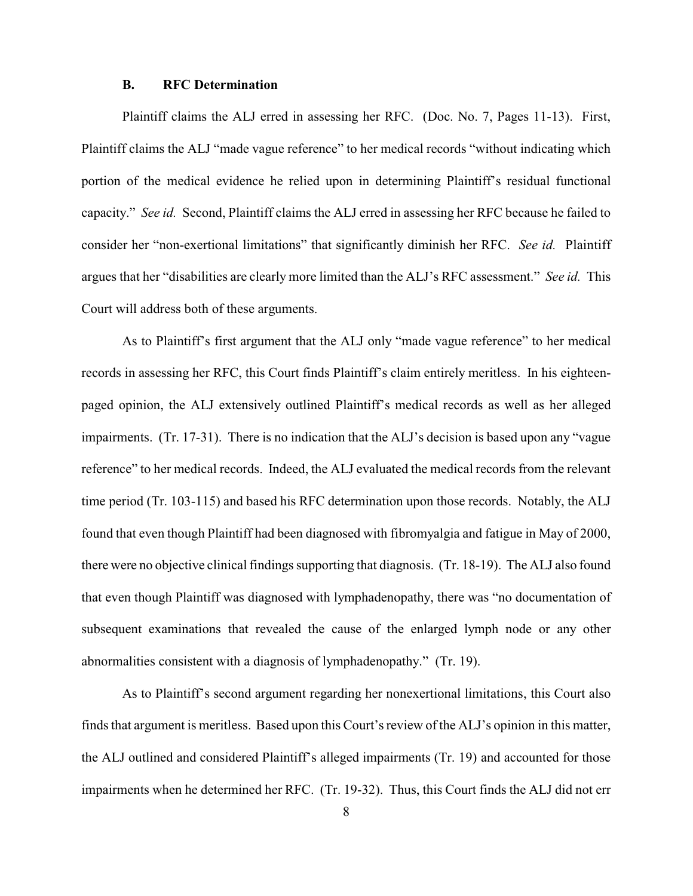### B. RFC Determination

Plaintiff claims the ALJ erred in assessing her RFC. (Doc. No. 7, Pages 11-13). First, Plaintiff claims the ALJ "made vague reference" to her medical records "without indicating which portion of the medical evidence he relied upon in determining Plaintiff's residual functional capacity." *See id.* Second, Plaintiff claims the ALJ erred in assessing her RFC because he failed to consider her "non-exertional limitations" that significantly diminish her RFC. *See id.* Plaintiff argues that her "disabilities are clearly more limited than the ALJ's RFC assessment." *See id.* This Court will address both of these arguments.

As to Plaintiff's first argument that the ALJ only "made vague reference" to her medical records in assessing her RFC, this Court finds Plaintiff's claim entirely meritless. In his eighteen-paged opinion, the ALJ extensively outlined Plaintiff's medical records as well as her alleged impairments. (Tr. 17-31). There is no indication that the ALJ's decision is based upon any "vague reference" to her medical records. Indeed, the ALJ evaluated the medical records from the relevant time period (Tr. 103-115) and based his RFC determination upon those records. Notably, the ALJ found that even though Plaintiff had been diagnosed with fibromyalgia and fatigue in May of 2000, there were no objective clinical findings supporting that diagnosis. (Tr. 18-19). The ALJ also found that even though Plaintiff was diagnosed with lymphadenopathy, there was "no documentation of subsequent examinations that revealed the cause of the enlarged lymph node or any other abnormalities consistent with a diagnosis of lymphadenopathy." (Tr. 19).

As to Plaintiff's second argument regarding her nonexertional limitations, this Court also finds that argument is meritless. Based upon this Court's review of the ALJ's opinion in this matter, the ALJ outlined and considered Plaintiff's alleged impairments (Tr. 19) and accounted for those impairments when he determined her RFC. (Tr. 19-32). Thus, this Court finds the ALJ did not err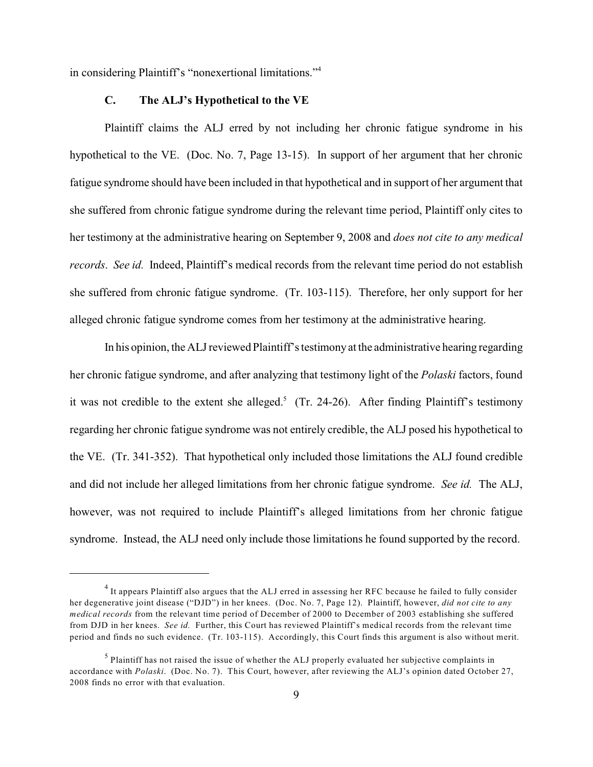in considering Plaintiff's "nonexertional limitations."[4]

### C. The ALJ's Hypothetical to the VE

Plaintiff claims the ALJ erred by not including her chronic fatigue syndrome in his hypothetical to the VE. (Doc. No. 7, Page 13-15). In support of her argument that her chronic fatigue syndrome should have been included in that hypothetical and in support of her argument that she suffered from chronic fatigue syndrome during the relevant time period, Plaintiff only cites to her testimony at the administrative hearing on September 9, 2008 and *does not cite to any medical records*. *See id.* Indeed, Plaintiff's medical records from the relevant time period do not establish she suffered from chronic fatigue syndrome. (Tr. 103-115). Therefore, her only support for her alleged chronic fatigue syndrome comes from her testimony at the administrative hearing.

In his opinion, the ALJ reviewed Plaintiff's testimony at the administrative hearing regarding her chronic fatigue syndrome, and after analyzing that testimony light of the *Polaski* factors, found it was not credible to the extent she alleged.[5] (Tr. 24-26). After finding Plaintiff's testimony regarding her chronic fatigue syndrome was not entirely credible, the ALJ posed his hypothetical to the VE. (Tr. 341-352). That hypothetical only included those limitations the ALJ found credible and did not include her alleged limitations from her chronic fatigue syndrome. *See id.* The ALJ, however, was not required to include Plaintiff's alleged limitations from her chronic fatigue syndrome. Instead, the ALJ need only include those limitations he found supported by the record.

---

[4] It appears Plaintiff also argues that the ALJ erred in assessing her RFC because he failed to fully consider her degenerative joint disease ("DJD") in her knees. (Doc. No. 7, Page 12). Plaintiff, however, *did not cite to any medical records* from the relevant time period of December of 2000 to December of 2003 establishing she suffered from DJD in her knees. *See id.* Further, this Court has reviewed Plaintiff's medical records from the relevant time period and finds no such evidence. (Tr. 103-115). Accordingly, this Court finds this argument is also without merit.

[5] Plaintiff has not raised the issue of whether the ALJ properly evaluated her subjective complaints in accordance with *Polaski*. (Doc. No. 7). This Court, however, after reviewing the ALJ's opinion dated October 27, 2008 finds no error with that evaluation.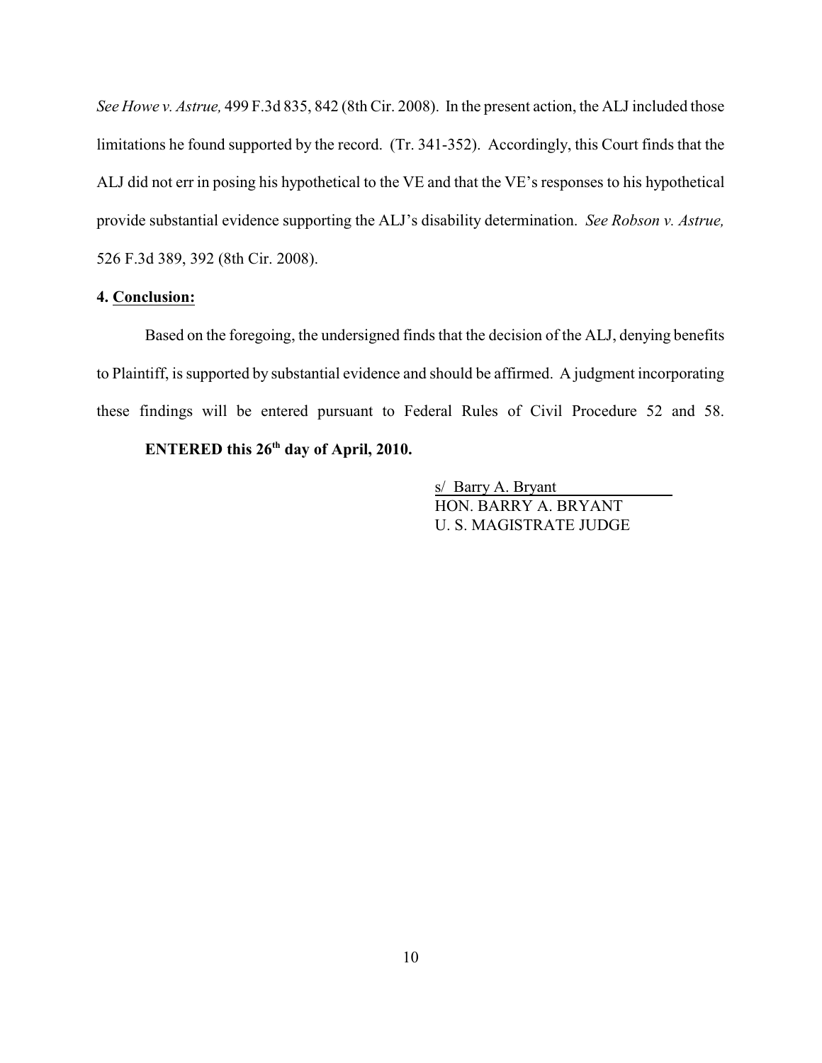*See Howe v. Astrue,* 499 F.3d 835, 842 (8th Cir. 2008). In the present action, the ALJ included those limitations he found supported by the record. (Tr. 341-352). Accordingly, this Court finds that the ALJ did not err in posing his hypothetical to the VE and that the VE's responses to his hypothetical provide substantial evidence supporting the ALJ's disability determination. *See Robson v. Astrue,* 526 F.3d 389, 392 (8th Cir. 2008).

**4. Conclusion:**

Based on the foregoing, the undersigned finds that the decision of the ALJ, denying benefits to Plaintiff, is supported by substantial evidence and should be affirmed. A judgment incorporating these findings will be entered pursuant to Federal Rules of Civil Procedure 52 and 58.

**ENTERED this 26th day of April, 2010.**

s/ Barry A. Bryant
HON. BARRY A. BRYANT
U. S. MAGISTRATE JUDGE